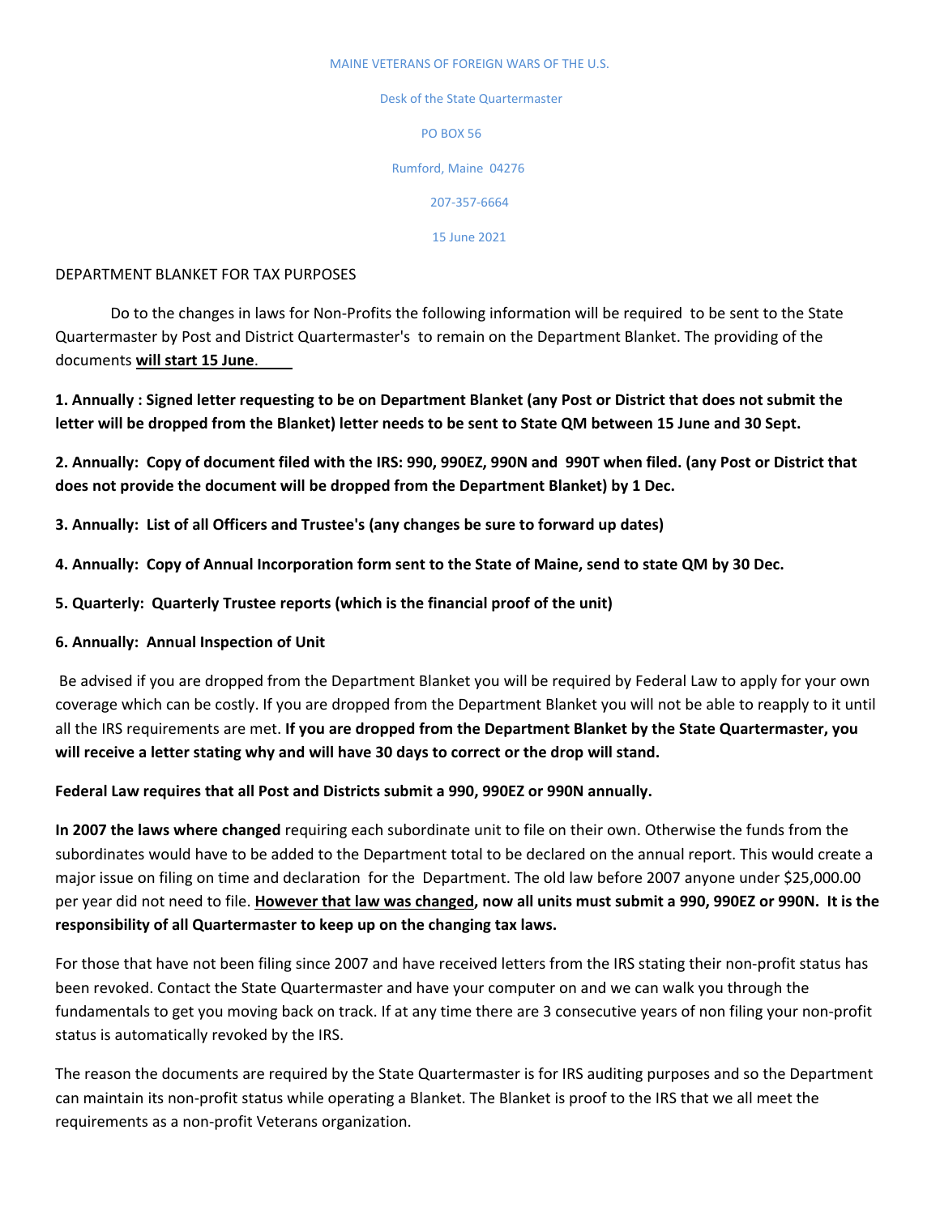MAINE VETERANS OF FOREIGN WARS OF THE U.S.

Desk of the State Quartermaster

PO BOX 56

Rumford, Maine 04276

207-357-6664

15 June 2021

DEPARTMENT BLANKET FOR TAX PURPOSES

Do to the changes in laws for Non-Profits the following information will be required to be sent to the State Quartermaster by Post and District Quartermaster's to remain on the Department Blanket. The providing of the documents **will start 15 June**.

**1. Annually : Signed letter requesting to be on Department Blanket (any Post or District that does not submit the letter will be dropped from the Blanket) letter needs to be sent to State QM between 15 June and 30 Sept.**

**2. Annually: Copy of document filed with the IRS: 990, 990EZ, 990N and 990T when filed. (any Post or District that does not provide the document will be dropped from the Department Blanket) by 1 Dec.**

**3. Annually: List of all Officers and Trustee's (any changes be sure to forward up dates)**

**4. Annually: Copy of Annual Incorporation form sent to the State of Maine, send to state QM by 30 Dec.**

**5. Quarterly: Quarterly Trustee reports (which is the financial proof of the unit)**

**6. Annually: Annual Inspection of Unit**

Be advised if you are dropped from the Department Blanket you will be required by Federal Law to apply for your own coverage which can be costly. If you are dropped from the Department Blanket you will not be able to reapply to it until all the IRS requirements are met. **If you are dropped from the Department Blanket by the State Quartermaster, you will receive a letter stating why and will have 30 days to correct or the drop will stand.**

**Federal Law requires that all Post and Districts submit a 990, 990EZ or 990N annually.**

**In 2007 the laws where changed** requiring each subordinate unit to file on their own. Otherwise the funds from the subordinates would have to be added to the Department total to be declared on the annual report. This would create a major issue on filing on time and declaration for the Department. The old law before 2007 anyone under $25,000.00 per year did not need to file. **<u>However that law was changed</u>, now all units must submit a 990, 990EZ or 990N. It is the responsibility of all Quartermaster to keep up on the changing tax laws.**

For those that have not been filing since 2007 and have received letters from the IRS stating their non-profit status has been revoked. Contact the State Quartermaster and have your computer on and we can walk you through the fundamentals to get you moving back on track. If at any time there are 3 consecutive years of non filing your non-profit status is automatically revoked by the IRS.

The reason the documents are required by the State Quartermaster is for IRS auditing purposes and so the Department can maintain its non-profit status while operating a Blanket. The Blanket is proof to the IRS that we all meet the requirements as a non-profit Veterans organization.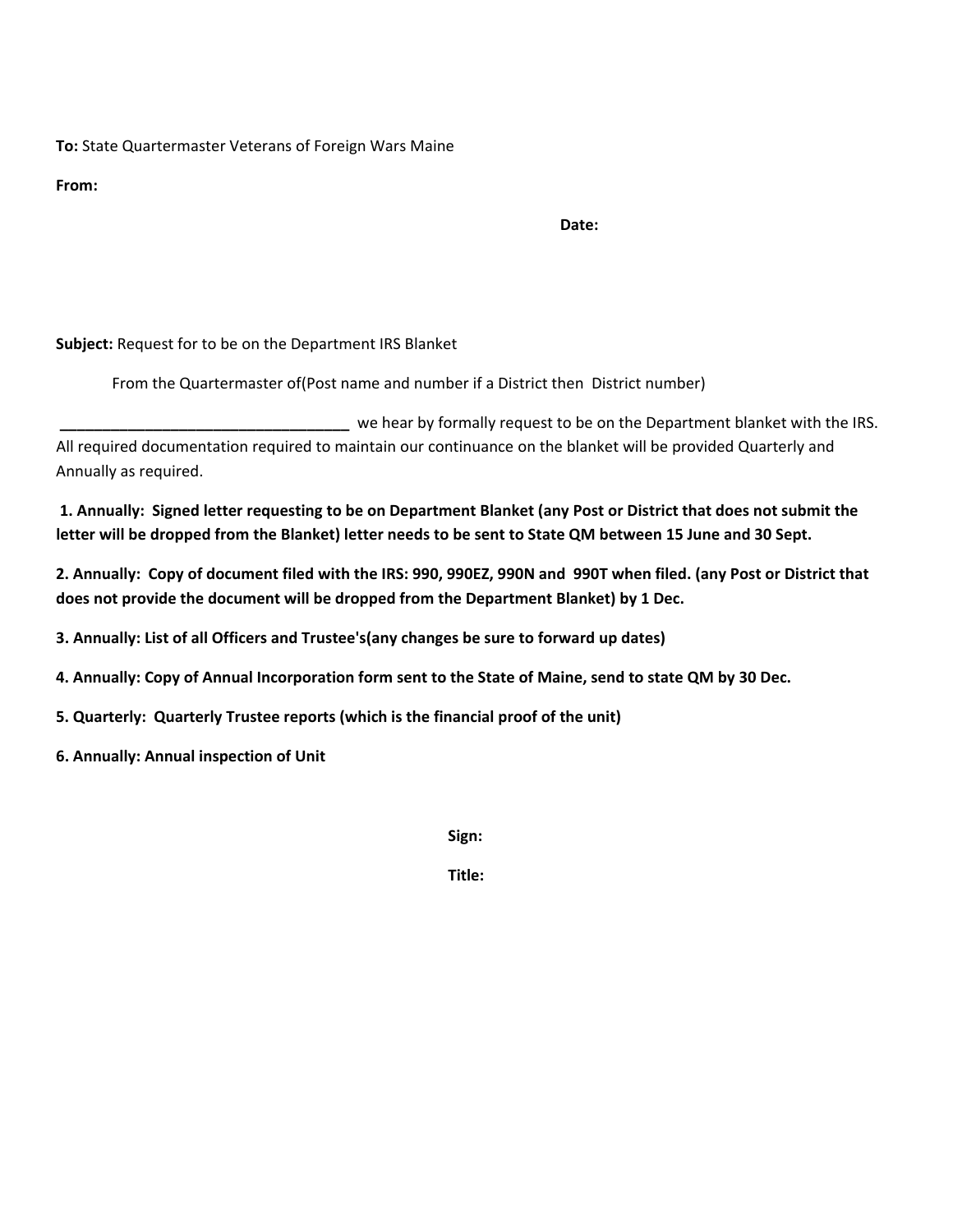**To:** State Quartermaster Veterans of Foreign Wars Maine

**From:**

**Date:**

**Subject:** Request for to be on the Department IRS Blanket

From the Quartermaster of(Post name and number if a District then District number)

**__________________________________** we hear by formally request to be on the Department blanket with the IRS. All required documentation required to maintain our continuance on the blanket will be provided Quarterly and Annually as required.

**1. Annually: Signed letter requesting to be on Department Blanket (any Post or District that does not submit the letter will be dropped from the Blanket) letter needs to be sent to State QM between 15 June and 30 Sept.**

**2. Annually: Copy of document filed with the IRS: 990, 990EZ, 990N and 990T when filed. (any Post or District that does not provide the document will be dropped from the Department Blanket) by 1 Dec.**

**3. Annually: List of all Officers and Trustee's(any changes be sure to forward up dates)**

**4. Annually: Copy of Annual Incorporation form sent to the State of Maine, send to state QM by 30 Dec.**

**5. Quarterly: Quarterly Trustee reports (which is the financial proof of the unit)**

**6. Annually: Annual inspection of Unit**

**Sign:**

**Title:**